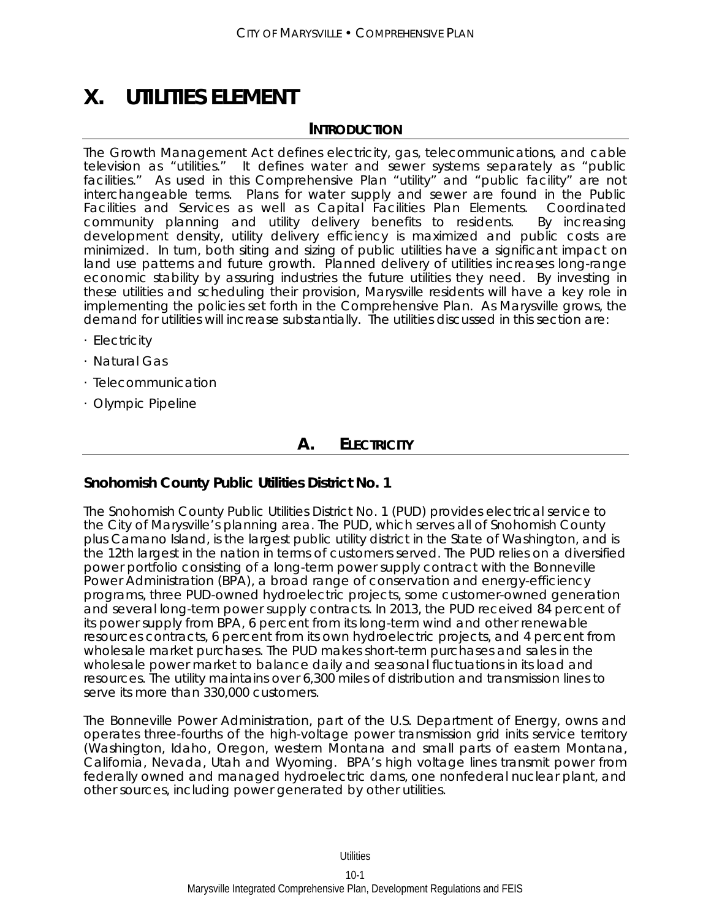# X. UTILITIES ELEMENT

## INTRODUCTION

The Growth Management Act defines electricity, gas, telecommunications, and cable television as "utilities." It defines water and sewer systems separately as "public facilities." As used in this Comprehensive Plan "utility" and "public facility" are not interchangeable terms. Plans for water supply and sewer are found in the Public Facilities and Services as well as Capital Facilities Plan Elements. Coordinated community planning and utility delivery benefits to residents. By increasing development density, utility delivery efficiency is maximized and public costs are minimized. In turn, both siting and sizing of public utilities have a significant impact on land use patterns and future growth. Planned delivery of utilities increases long-range economic stability by assuring industries the future utilities they need. By investing in these utilities and scheduling their provision, Marysville residents will have a key role in implementing the policies set forth in the Comprehensive Plan. As Marysville grows, the demand for utilities will increase substantially. The utilities discussed in this section are:

· Electricity

· Natural Gas

· Telecommunication

· Olympic Pipeline

## A. ELECTRICITY

### Snohomish County Public Utilities District No. 1

The Snohomish County Public Utilities District No. 1 (PUD) provides electrical service to the City of Marysville's planning area. The PUD, which serves all of Snohomish County plus Camano Island, is the largest public utility district in the State of Washington, and is the 12th largest in the nation in terms of customers served. The PUD relies on a diversified power portfolio consisting of a long-term power supply contract with the Bonneville Power Administration (BPA), a broad range of conservation and energy-efficiency programs, three PUD-owned hydroelectric projects, some customer-owned generation and several long-term power supply contracts. In 2013, the PUD received 84 percent of its power supply from BPA, 6 percent from its long-term wind and other renewable resources contracts, 6 percent from its own hydroelectric projects, and 4 percent from wholesale market purchases. The PUD makes short-term purchases and sales in the wholesale power market to balance daily and seasonal fluctuations in its load and resources. The utility maintains over 6,300 miles of distribution and transmission lines to serve its more than 330,000 customers.

The Bonneville Power Administration, part of the U.S. Department of Energy, owns and operates three-fourths of the high-voltage power transmission grid inits service territory (Washington, Idaho, Oregon, western Montana and small parts of eastern Montana, California, Nevada, Utah and Wyoming. BPA's high voltage lines transmit power from federally owned and managed hydroelectric dams, one nonfederal nuclear plant, and other sources, including power generated by other utilities.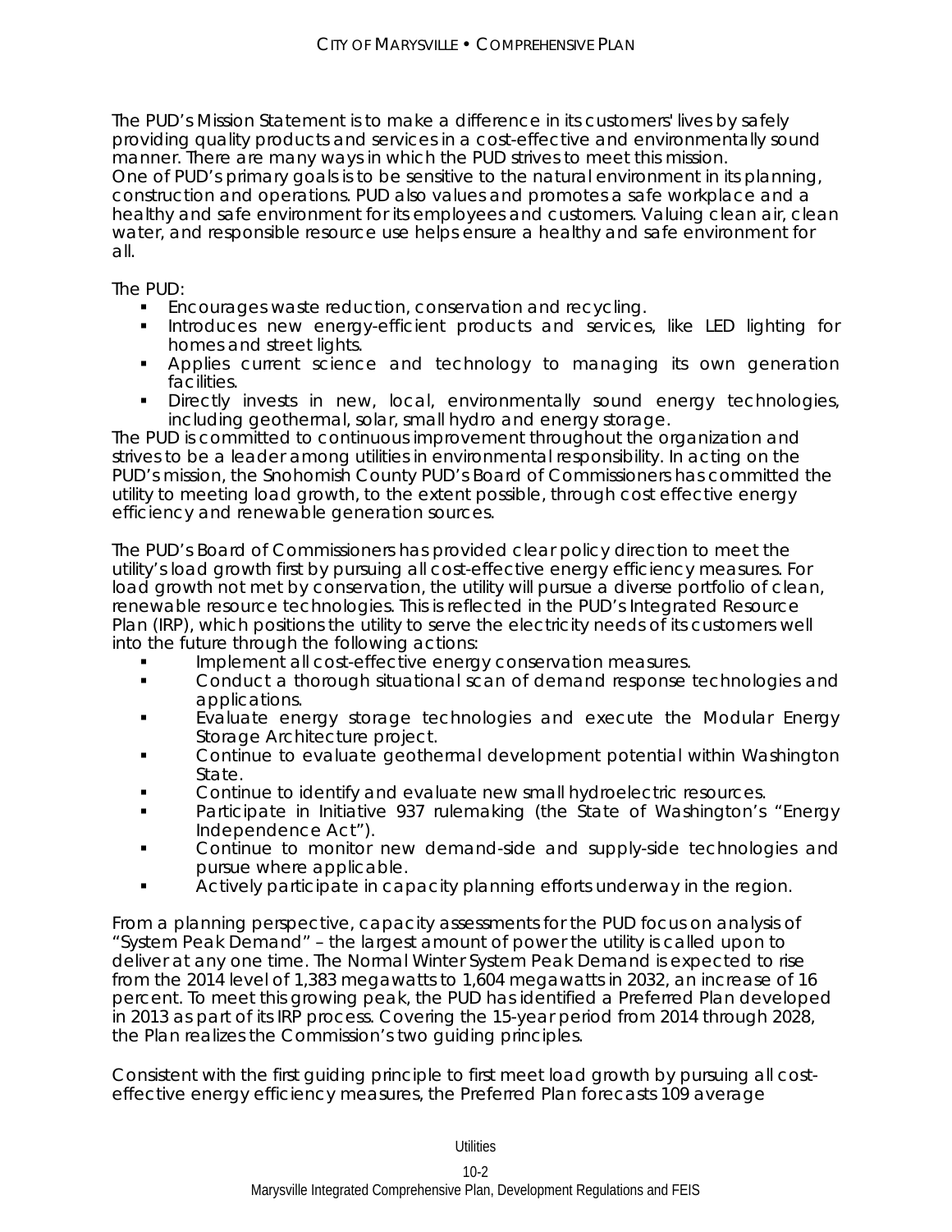The PUD's Mission Statement is to make a difference in its customers' lives by safely providing quality products and services in a cost-effective and environmentally sound manner. There are many ways in which the PUD strives to meet this mission. One of PUD's primary goals is to be sensitive to the natural environment in its planning, construction and operations. PUD also values and promotes a safe workplace and a healthy and safe environment for its employees and customers. Valuing clean air, clean water, and responsible resource use helps ensure a healthy and safe environment for all.

The PUD:

- Encourages waste reduction, conservation and recycling.
- Introduces new energy-efficient products and services, like LED lighting for homes and street lights.
- Applies current science and technology to managing its own generation facilities.
- Directly invests in new, local, environmentally sound energy technologies, including geothermal, solar, small hydro and energy storage.

The PUD is committed to continuous improvement throughout the organization and strives to be a leader among utilities in environmental responsibility. In acting on the PUD's mission, the Snohomish County PUD's Board of Commissioners has committed the utility to meeting load growth, to the extent possible, through cost effective energy efficiency and renewable generation sources.

The PUD's Board of Commissioners has provided clear policy direction to meet the utility's load growth first by pursuing all cost-effective energy efficiency measures. For load growth not met by conservation, the utility will pursue a diverse portfolio of clean, renewable resource technologies. This is reflected in the PUD's Integrated Resource Plan (IRP), which positions the utility to serve the electricity needs of its customers well into the future through the following actions:

- Implement all cost-effective energy conservation measures.
- Conduct a thorough situational scan of demand response technologies and applications.
- Evaluate energy storage technologies and execute the Modular Energy Storage Architecture project.
- Continue to evaluate geothermal development potential within Washington State.
- Continue to identify and evaluate new small hydroelectric resources.
- Participate in Initiative 937 rulemaking (the State of Washington's "Energy Independence Act").
- Continue to monitor new demand-side and supply-side technologies and pursue where applicable.
- Actively participate in capacity planning efforts underway in the region.

From a planning perspective, capacity assessments for the PUD focus on analysis of "System Peak Demand" – the largest amount of power the utility is called upon to deliver at any one time. The Normal Winter System Peak Demand is expected to rise from the 2014 level of 1,383 megawatts to 1,604 megawatts in 2032, an increase of 16 percent. To meet this growing peak, the PUD has identified a Preferred Plan developed in 2013 as part of its IRP process. Covering the 15-year period from 2014 through 2028, the Plan realizes the Commission's two guiding principles.

Consistent with the first guiding principle to first meet load growth by pursuing all cost-effective energy efficiency measures, the Preferred Plan forecasts 109 average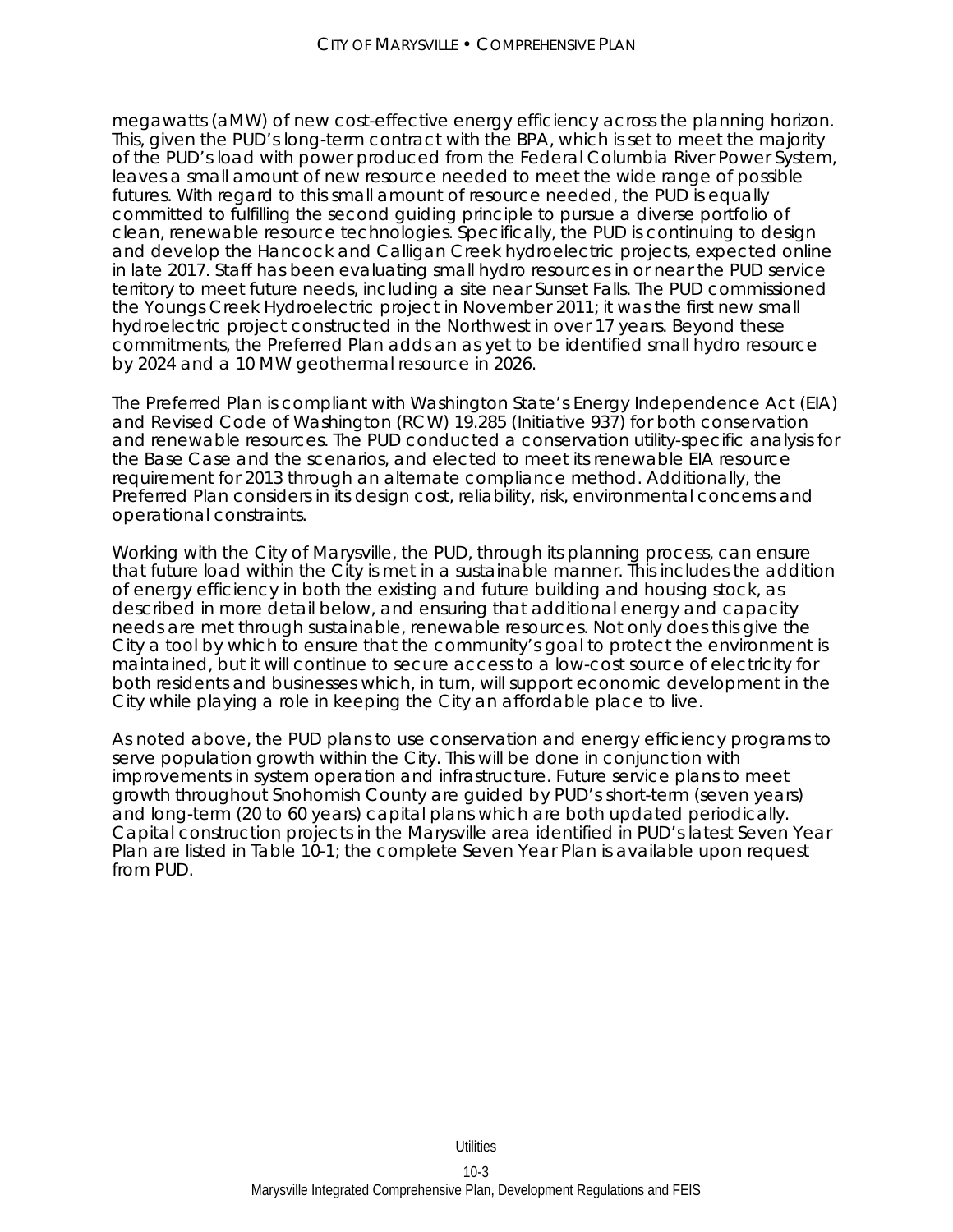megawatts (aMW) of new cost-effective energy efficiency across the planning horizon. This, given the PUD's long-term contract with the BPA, which is set to meet the majority of the PUD's load with power produced from the Federal Columbia River Power System, leaves a small amount of new resource needed to meet the wide range of possible futures. With regard to this small amount of resource needed, the PUD is equally committed to fulfilling the second guiding principle to pursue a diverse portfolio of clean, renewable resource technologies. Specifically, the PUD is continuing to design and develop the Hancock and Calligan Creek hydroelectric projects, expected online in late 2017. Staff has been evaluating small hydro resources in or near the PUD service territory to meet future needs, including a site near Sunset Falls. The PUD commissioned the Youngs Creek Hydroelectric project in November 2011; it was the first new small hydroelectric project constructed in the Northwest in over 17 years. Beyond these commitments, the Preferred Plan adds an as yet to be identified small hydro resource by 2024 and a 10 MW geothermal resource in 2026.

The Preferred Plan is compliant with Washington State's Energy Independence Act (EIA) and Revised Code of Washington (RCW) 19.285 (Initiative 937) for both conservation and renewable resources. The PUD conducted a conservation utility-specific analysis for the Base Case and the scenarios, and elected to meet its renewable EIA resource requirement for 2013 through an alternate compliance method. Additionally, the Preferred Plan considers in its design cost, reliability, risk, environmental concerns and operational constraints.

Working with the City of Marysville, the PUD, through its planning process, can ensure that future load within the City is met in a sustainable manner. This includes the addition of energy efficiency in both the existing and future building and housing stock, as described in more detail below, and ensuring that additional energy and capacity needs are met through sustainable, renewable resources. Not only does this give the City a tool by which to ensure that the community's goal to protect the environment is maintained, but it will continue to secure access to a low-cost source of electricity for both residents and businesses which, in turn, will support economic development in the City while playing a role in keeping the City an affordable place to live.

As noted above, the PUD plans to use conservation and energy efficiency programs to serve population growth within the City. This will be done in conjunction with improvements in system operation and infrastructure. Future service plans to meet growth throughout Snohomish County are guided by PUD's short-term (seven years) and long-term (20 to 60 years) capital plans which are both updated periodically. Capital construction projects in the Marysville area identified in PUD's latest Seven Year Plan are listed in Table 10-1; the complete Seven Year Plan is available upon request from PUD.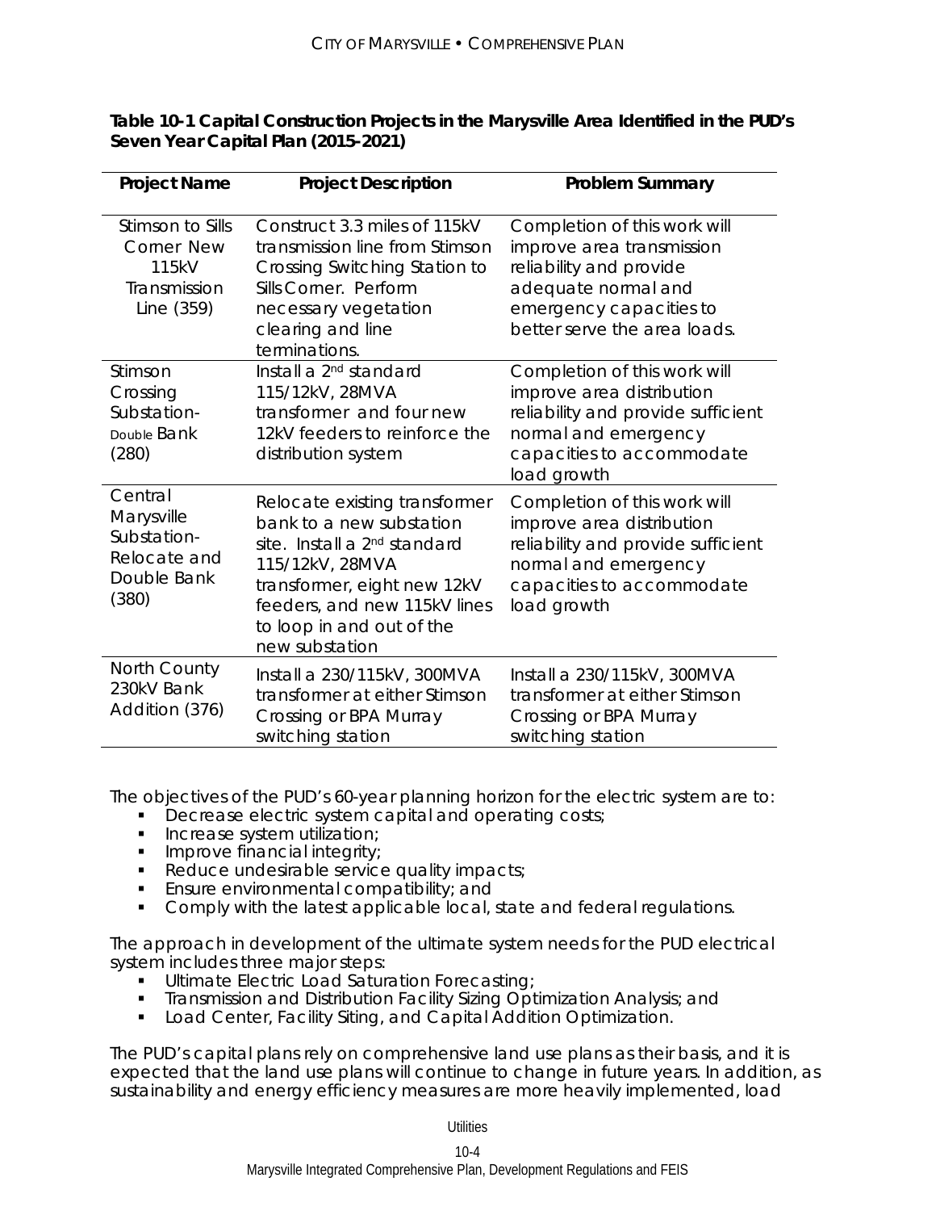**Table 10-1 Capital Construction Projects in the Marysville Area Identified in the PUD's Seven Year Capital Plan (2015-2021)**

| Project Name | Project Description | Problem Summary |
|---|---|---|
| Stimson to Sills Corner New 115kV Transmission Line (359) | Construct 3.3 miles of 115kV transmission line from Stimson Crossing Switching Station to Sills Corner. Perform necessary vegetation clearing and line terminations. | Completion of this work will improve area transmission reliability and provide adequate normal and emergency capacities to better serve the area loads. |
| Stimson Crossing Substation-Double Bank (280) | Install a 2nd standard 115/12kV, 28MVA transformer and four new 12kV feeders to reinforce the distribution system | Completion of this work will improve area distribution reliability and provide sufficient normal and emergency capacities to accommodate load growth |
| Central Marysville Substation-Relocate and Double Bank (380) | Relocate existing transformer bank to a new substation site. Install a 2nd standard 115/12kV, 28MVA transformer, eight new 12kV feeders, and new 115kV lines to loop in and out of the new substation | Completion of this work will improve area distribution reliability and provide sufficient normal and emergency capacities to accommodate load growth |
| North County 230kV Bank Addition (376) | Install a 230/115kV, 300MVA transformer at either Stimson Crossing or BPA Murray switching station | Install a 230/115kV, 300MVA transformer at either Stimson Crossing or BPA Murray switching station |

The objectives of the PUD's 60-year planning horizon for the electric system are to:

- Decrease electric system capital and operating costs;
- Increase system utilization;
- Improve financial integrity;
- Reduce undesirable service quality impacts;
- Ensure environmental compatibility; and
- Comply with the latest applicable local, state and federal regulations.

The approach in development of the ultimate system needs for the PUD electrical system includes three major steps:

- Ultimate Electric Load Saturation Forecasting;
- Transmission and Distribution Facility Sizing Optimization Analysis; and
- Load Center, Facility Siting, and Capital Addition Optimization.

The PUD's capital plans rely on comprehensive land use plans as their basis, and it is expected that the land use plans will continue to change in future years. In addition, as sustainability and energy efficiency measures are more heavily implemented, load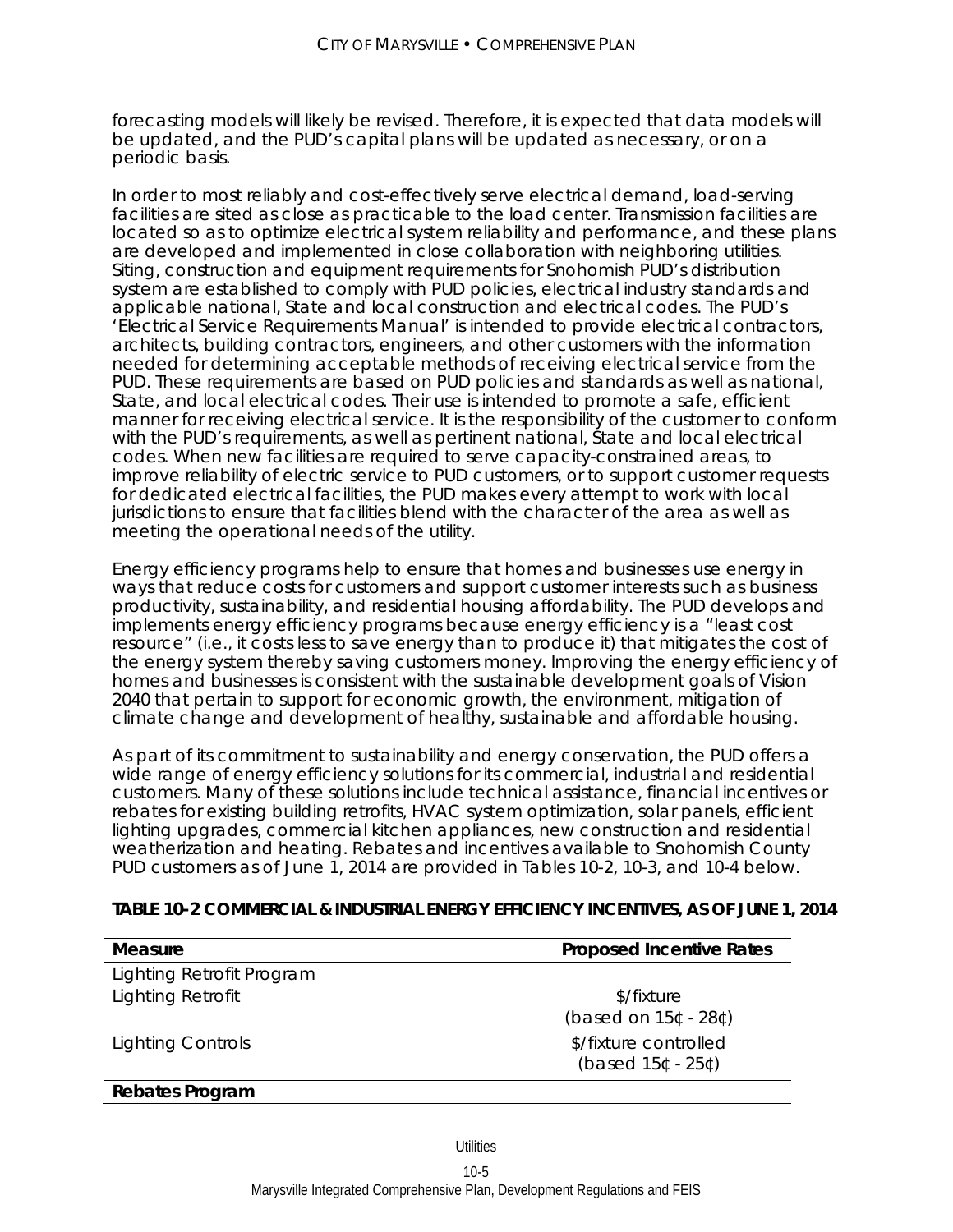forecasting models will likely be revised. Therefore, it is expected that data models will be updated, and the PUD's capital plans will be updated as necessary, or on a periodic basis.

In order to most reliably and cost-effectively serve electrical demand, load-serving facilities are sited as close as practicable to the load center. Transmission facilities are located so as to optimize electrical system reliability and performance, and these plans are developed and implemented in close collaboration with neighboring utilities. Siting, construction and equipment requirements for Snohomish PUD's distribution system are established to comply with PUD policies, electrical industry standards and applicable national, State and local construction and electrical codes. The PUD's 'Electrical Service Requirements Manual' is intended to provide electrical contractors, architects, building contractors, engineers, and other customers with the information needed for determining acceptable methods of receiving electrical service from the PUD. These requirements are based on PUD policies and standards as well as national, State, and local electrical codes. Their use is intended to promote a safe, efficient manner for receiving electrical service. It is the responsibility of the customer to conform with the PUD's requirements, as well as pertinent national, State and local electrical codes. When new facilities are required to serve capacity-constrained areas, to improve reliability of electric service to PUD customers, or to support customer requests for dedicated electrical facilities, the PUD makes every attempt to work with local jurisdictions to ensure that facilities blend with the character of the area as well as meeting the operational needs of the utility.

Energy efficiency programs help to ensure that homes and businesses use energy in ways that reduce costs for customers and support customer interests such as business productivity, sustainability, and residential housing affordability. The PUD develops and implements energy efficiency programs because energy efficiency is a "least cost resource" (i.e., it costs less to save energy than to produce it) that mitigates the cost of the energy system thereby saving customers money. Improving the energy efficiency of homes and businesses is consistent with the sustainable development goals of Vision 2040 that pertain to support for economic growth, the environment, mitigation of climate change and development of healthy, sustainable and affordable housing.

As part of its commitment to sustainability and energy conservation, the PUD offers a wide range of energy efficiency solutions for its commercial, industrial and residential customers. Many of these solutions include technical assistance, financial incentives or rebates for existing building retrofits, HVAC system optimization, solar panels, efficient lighting upgrades, commercial kitchen appliances, new construction and residential weatherization and heating. Rebates and incentives available to Snohomish County PUD customers as of June 1, 2014 are provided in Tables 10-2, 10-3, and 10-4 below.

**TABLE 10-2 COMMERCIAL & INDUSTRIAL ENERGY EFFICIENCY INCENTIVES, AS OF JUNE 1, 2014**

| Measure | Proposed Incentive Rates |
| --- | --- |
| Lighting Retrofit Program | |
| Lighting Retrofit | \$/fixture (based on 15¢ - 28¢) |
| Lighting Controls | \$/fixture controlled (based 15¢ - 25¢) |
| **Rebates Program** | |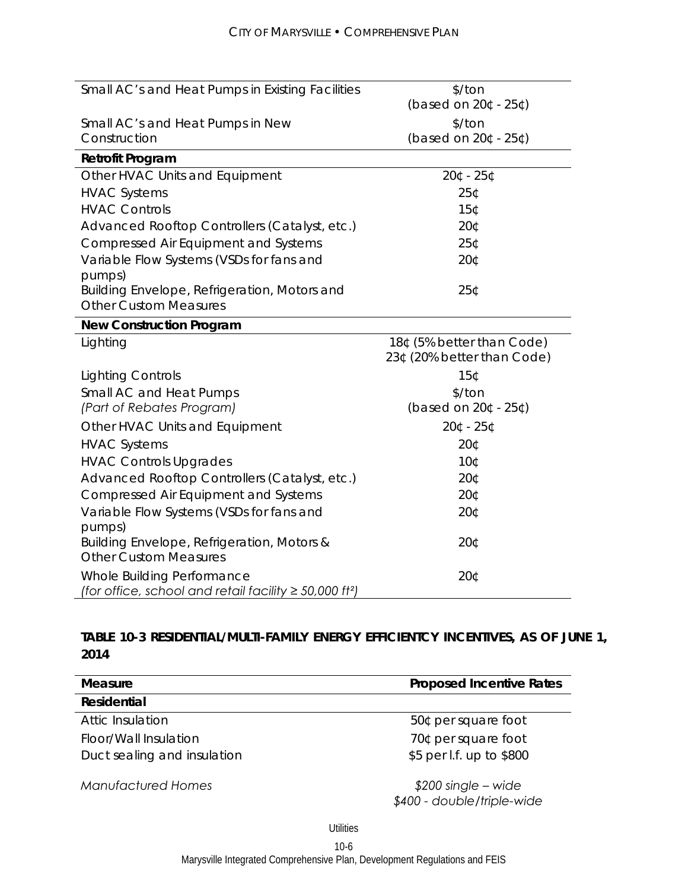| | |
|---|---|
| Small AC's and Heat Pumps in Existing Facilities | \$/ton (based on 20¢ - 25¢) |
| Small AC's and Heat Pumps in New Construction | \$/ton (based on 20¢ - 25¢) |
| **Retrofit Program** | |
| Other HVAC Units and Equipment | 20¢ - 25¢ |
| HVAC Systems | 25¢ |
| HVAC Controls | 15¢ |
| Advanced Rooftop Controllers (Catalyst, etc.) | 20¢ |
| Compressed Air Equipment and Systems | 25¢ |
| Variable Flow Systems (VSDs for fans and pumps) | 20¢ |
| Building Envelope, Refrigeration, Motors and Other Custom Measures | 25¢ |
| **New Construction Program** | |
| Lighting | 18¢ (5% better than Code) 23¢ (20% better than Code) |
| Lighting Controls | 15¢ |
| Small AC and Heat Pumps *(Part of Rebates Program)* | \$/ton (based on 20¢ - 25¢) |
| Other HVAC Units and Equipment | 20¢ - 25¢ |
| HVAC Systems | 20¢ |
| HVAC Controls Upgrades | 10¢ |
| Advanced Rooftop Controllers (Catalyst, etc.) | 20¢ |
| Compressed Air Equipment and Systems | 20¢ |
| Variable Flow Systems (VSDs for fans and pumps) | 20¢ |
| Building Envelope, Refrigeration, Motors & Other Custom Measures | 20¢ |
| Whole Building Performance *(for office, school and retail facility ≥ 50,000 ft²)* | 20¢ |

**TABLE 10-3 RESIDENTIAL/MULTI-FAMILY ENERGY EFFICIENTCY INCENTIVES, AS OF JUNE 1, 2014**

| Measure | Proposed Incentive Rates |
|---|---|
| **Residential** | |
| Attic Insulation | 50¢ per square foot |
| Floor/Wall Insulation | 70¢ per square foot |
| Duct sealing and insulation | \$5 per l.f. up to \$800 |
| *Manufactured Homes* | *\$200 single – wide* *\$400 - double/triple-wide* |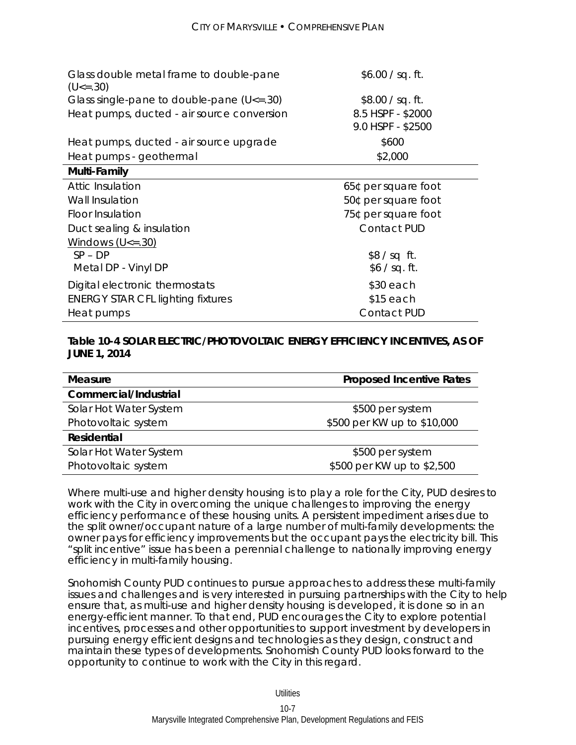| | |
|---|---|
| Glass double metal frame to double-pane (U<=.30) | \$6.00 / sq. ft. |
| Glass single-pane to double-pane (U<=.30) | \$8.00 / sq. ft. |
| Heat pumps, ducted - air source conversion | 8.5 HSPF - \$2000<br>9.0 HSPF - \$2500 |
| Heat pumps, ducted - air source upgrade | \$600 |
| Heat pumps - geothermal | \$2,000 |
| **Multi-Family** | |
| Attic Insulation | 65¢ per square foot |
| Wall Insulation | 50¢ per square foot |
| Floor Insulation | 75¢ per square foot |
| Duct sealing & insulation | Contact PUD |
| Windows (U<=.30) | |
| SP – DP | \$8 / sq ft. |
| Metal DP - Vinyl DP | \$6 / sq. ft. |
| Digital electronic thermostats | \$30 each |
| ENERGY STAR CFL lighting fixtures | \$15 each |
| Heat pumps | Contact PUD |

**Table 10-4 SOLAR ELECTRIC/PHOTOVOLTAIC ENERGY EFFICIENCY INCENTIVES, AS OF JUNE 1, 2014**

| Measure | Proposed Incentive Rates |
|---|---|
| **Commercial/Industrial** | |
| Solar Hot Water System | \$500 per system |
| Photovoltaic system | \$500 per KW up to \$10,000 |
| **Residential** | |
| Solar Hot Water System | \$500 per system |
| Photovoltaic system | \$500 per KW up to \$2,500 |

Where multi-use and higher density housing is to play a role for the City, PUD desires to work with the City in overcoming the unique challenges to improving the energy efficiency performance of these housing units. A persistent impediment arises due to the split owner/occupant nature of a large number of multi-family developments: the owner pays for efficiency improvements but the occupant pays the electricity bill. This "split incentive" issue has been a perennial challenge to nationally improving energy efficiency in multi-family housing.

Snohomish County PUD continues to pursue approaches to address these multi-family issues and challenges and is very interested in pursuing partnerships with the City to help ensure that, as multi-use and higher density housing is developed, it is done so in an energy-efficient manner. To that end, PUD encourages the City to explore potential incentives, processes and other opportunities to support investment by developers in pursuing energy efficient designs and technologies as they design, construct and maintain these types of developments. Snohomish County PUD looks forward to the opportunity to continue to work with the City in this regard.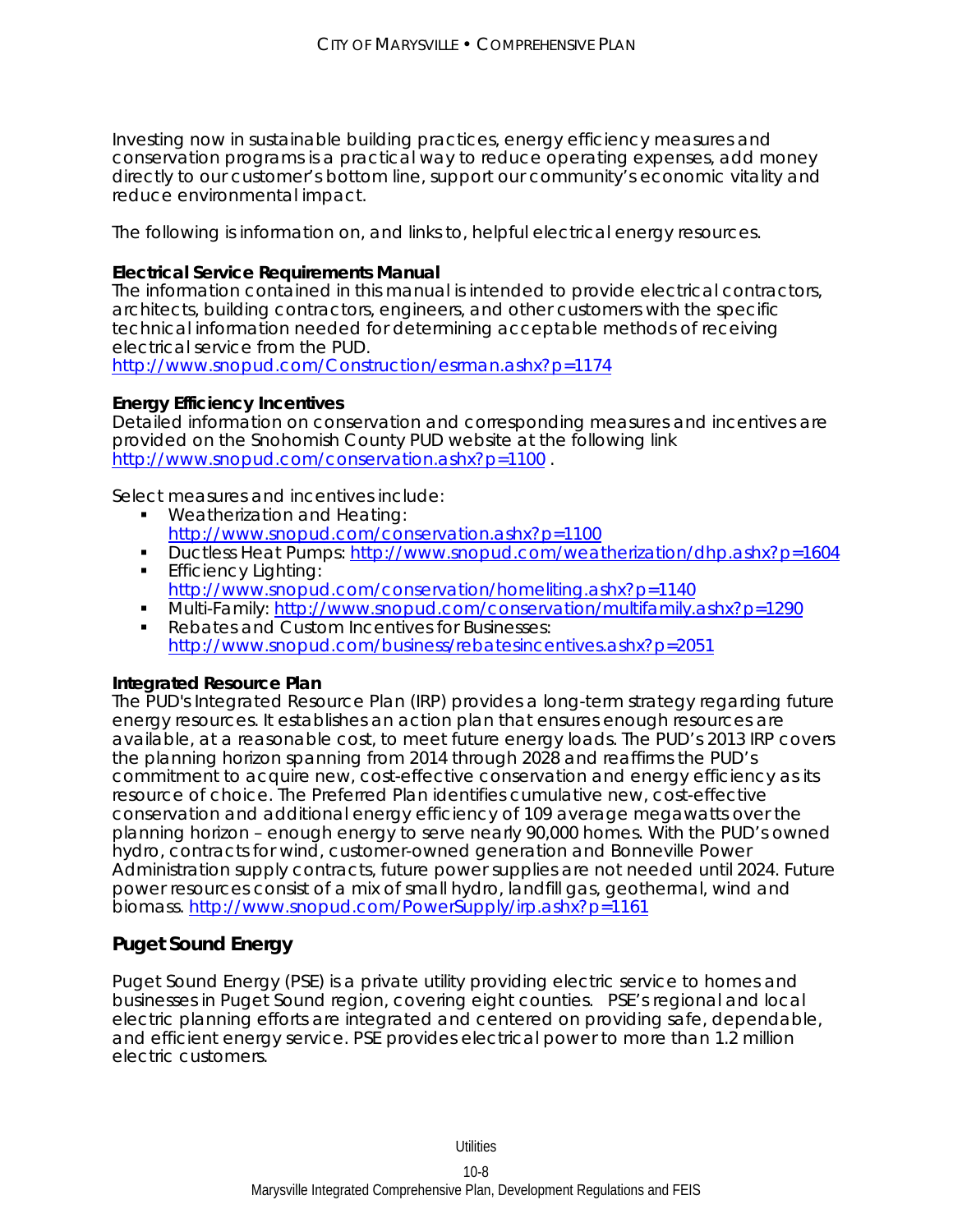Investing now in sustainable building practices, energy efficiency measures and conservation programs is a practical way to reduce operating expenses, add money directly to our customer's bottom line, support our community's economic vitality and reduce environmental impact.

The following is information on, and links to, helpful electrical energy resources.

**Electrical Service Requirements Manual**
The information contained in this manual is intended to provide electrical contractors, architects, building contractors, engineers, and other customers with the specific technical information needed for determining acceptable methods of receiving electrical service from the PUD.
http://www.snopud.com/Construction/esrman.ashx?p=1174

**Energy Efficiency Incentives**
Detailed information on conservation and corresponding measures and incentives are provided on the Snohomish County PUD website at the following link http://www.snopud.com/conservation.ashx?p=1100 .

Select measures and incentives include:

- Weatherization and Heating: http://www.snopud.com/conservation.ashx?p=1100
- Ductless Heat Pumps: http://www.snopud.com/weatherization/dhp.ashx?p=1604
- Efficiency Lighting: http://www.snopud.com/conservation/homeliting.ashx?p=1140
- Multi-Family: http://www.snopud.com/conservation/multifamily.ashx?p=1290
- Rebates and Custom Incentives for Businesses: http://www.snopud.com/business/rebatesincentives.ashx?p=2051

**Integrated Resource Plan**
The PUD's Integrated Resource Plan (IRP) provides a long-term strategy regarding future energy resources. It establishes an action plan that ensures enough resources are available, at a reasonable cost, to meet future energy loads. The PUD's 2013 IRP covers the planning horizon spanning from 2014 through 2028 and reaffirms the PUD's commitment to acquire new, cost-effective conservation and energy efficiency as its resource of choice. The Preferred Plan identifies cumulative new, cost-effective conservation and additional energy efficiency of 109 average megawatts over the planning horizon – enough energy to serve nearly 90,000 homes. With the PUD's owned hydro, contracts for wind, customer-owned generation and Bonneville Power Administration supply contracts, future power supplies are not needed until 2024. Future power resources consist of a mix of small hydro, landfill gas, geothermal, wind and biomass. http://www.snopud.com/PowerSupply/irp.ashx?p=1161

## Puget Sound Energy

Puget Sound Energy (PSE) is a private utility providing electric service to homes and businesses in Puget Sound region, covering eight counties. PSE's regional and local electric planning efforts are integrated and centered on providing safe, dependable, and efficient energy service. PSE provides electrical power to more than 1.2 million electric customers.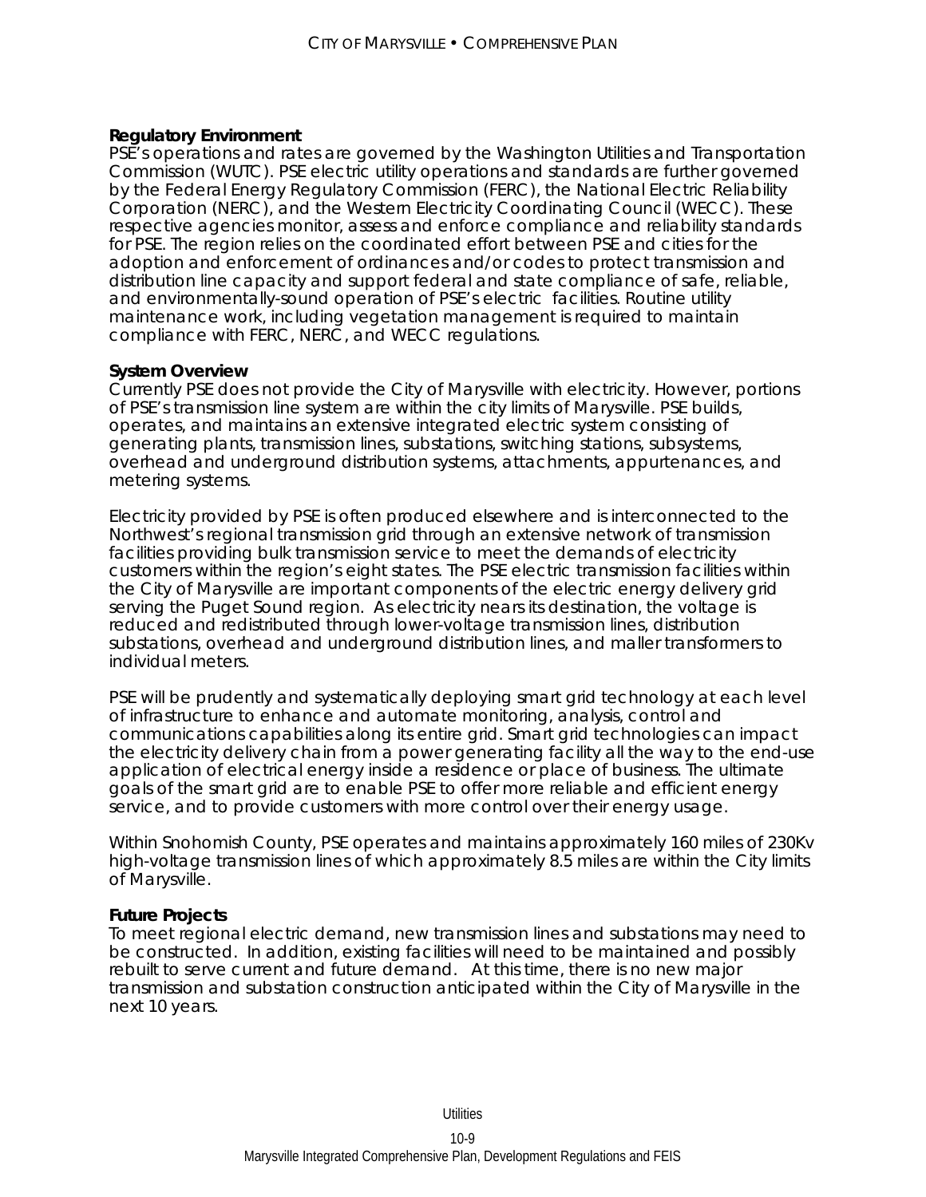**Regulatory Environment**
PSE's operations and rates are governed by the Washington Utilities and Transportation Commission (WUTC). PSE electric utility operations and standards are further governed by the Federal Energy Regulatory Commission (FERC), the National Electric Reliability Corporation (NERC), and the Western Electricity Coordinating Council (WECC). These respective agencies monitor, assess and enforce compliance and reliability standards for PSE. The region relies on the coordinated effort between PSE and cities for the adoption and enforcement of ordinances and/or codes to protect transmission and distribution line capacity and support federal and state compliance of safe, reliable, and environmentally-sound operation of PSE's electric facilities. Routine utility maintenance work, including vegetation management is required to maintain compliance with FERC, NERC, and WECC regulations.

**System Overview**
Currently PSE does not provide the City of Marysville with electricity. However, portions of PSE's transmission line system are within the city limits of Marysville. PSE builds, operates, and maintains an extensive integrated electric system consisting of generating plants, transmission lines, substations, switching stations, subsystems, overhead and underground distribution systems, attachments, appurtenances, and metering systems.

Electricity provided by PSE is often produced elsewhere and is interconnected to the Northwest's regional transmission grid through an extensive network of transmission facilities providing bulk transmission service to meet the demands of electricity customers within the region's eight states. The PSE electric transmission facilities within the City of Marysville are important components of the electric energy delivery grid serving the Puget Sound region. As electricity nears its destination, the voltage is reduced and redistributed through lower-voltage transmission lines, distribution substations, overhead and underground distribution lines, and maller transformers to individual meters.

PSE will be prudently and systematically deploying smart grid technology at each level of infrastructure to enhance and automate monitoring, analysis, control and communications capabilities along its entire grid. Smart grid technologies can impact the electricity delivery chain from a power generating facility all the way to the end-use application of electrical energy inside a residence or place of business. The ultimate goals of the smart grid are to enable PSE to offer more reliable and efficient energy service, and to provide customers with more control over their energy usage.

Within Snohomish County, PSE operates and maintains approximately 160 miles of 230Kv high-voltage transmission lines of which approximately 8.5 miles are within the City limits of Marysville.

**Future Projects**
To meet regional electric demand, new transmission lines and substations may need to be constructed. In addition, existing facilities will need to be maintained and possibly rebuilt to serve current and future demand. At this time, there is no new major transmission and substation construction anticipated within the City of Marysville in the next 10 years.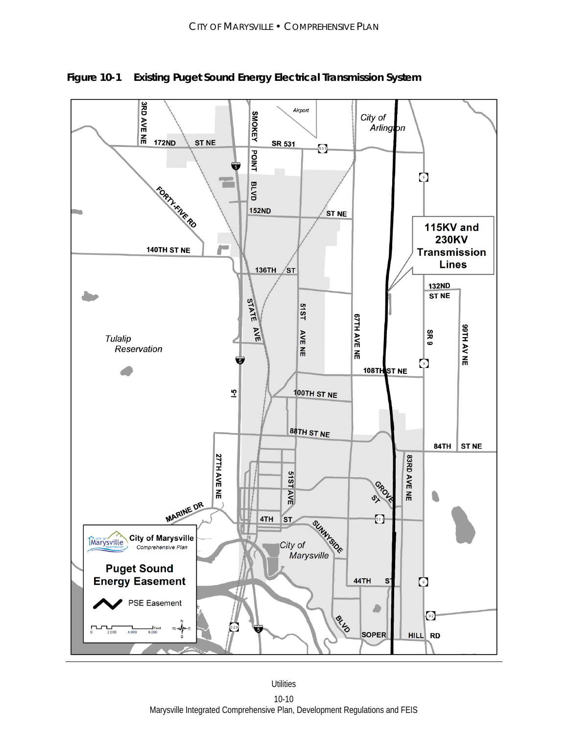**Figure 10-1 Existing Puget Sound Energy Electrical Transmission System**

3RD AVE NE
172ND ST NE
SMOKEY POINT BLVD
Airport
City of Arlington
SR 531
FORTY-FIVE RD
152ND ST NE
115KV and 230KV Transmission Lines
140TH ST NE
136TH ST
132ND ST NE
STATE AVE
51ST AVE NE
67TH AVE NE
SR 9
99TH AV NE
Tulalip Reservation
108TH ST NE
I-5
100TH ST NE
88TH ST NE
84TH ST NE
27TH AVE NE
51ST AVE
83RD AVE NE
GROVE ST
MARINE DR
4TH ST
SUNNYSIDE BLVD
City of Marysville
City of Marysville Comprehensive Plan
Puget Sound Energy Easement
PSE Easement
44TH ST
SOPER HILL RD
0 2,000 4,000 6,000 Feet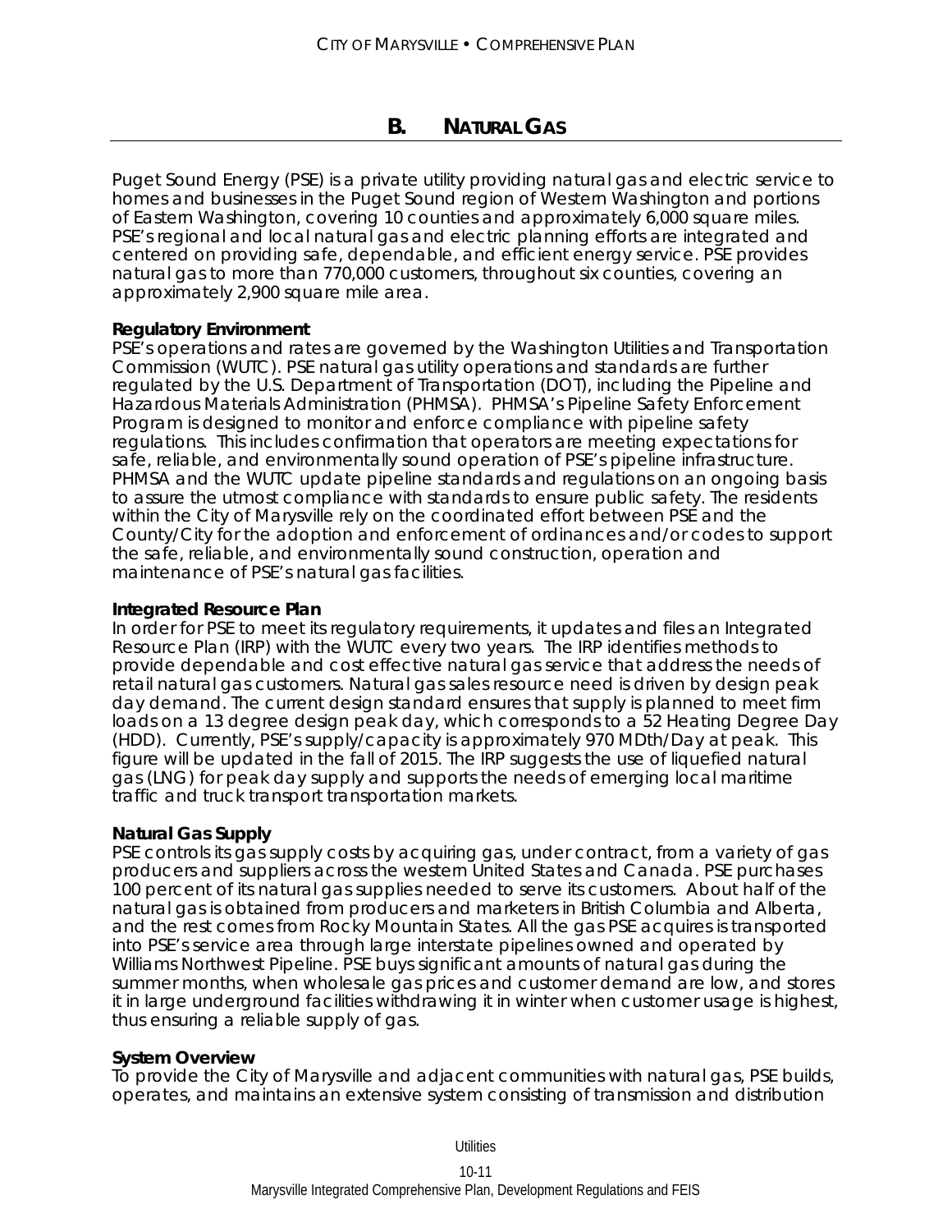## B. NATURAL GAS

Puget Sound Energy (PSE) is a private utility providing natural gas and electric service to homes and businesses in the Puget Sound region of Western Washington and portions of Eastern Washington, covering 10 counties and approximately 6,000 square miles. PSE's regional and local natural gas and electric planning efforts are integrated and centered on providing safe, dependable, and efficient energy service. PSE provides natural gas to more than 770,000 customers, throughout six counties, covering an approximately 2,900 square mile area.

**Regulatory Environment**
PSE's operations and rates are governed by the Washington Utilities and Transportation Commission (WUTC). PSE natural gas utility operations and standards are further regulated by the U.S. Department of Transportation (DOT), including the Pipeline and Hazardous Materials Administration (PHMSA). PHMSA's Pipeline Safety Enforcement Program is designed to monitor and enforce compliance with pipeline safety regulations. This includes confirmation that operators are meeting expectations for safe, reliable, and environmentally sound operation of PSE's pipeline infrastructure. PHMSA and the WUTC update pipeline standards and regulations on an ongoing basis to assure the utmost compliance with standards to ensure public safety. The residents within the City of Marysville rely on the coordinated effort between PSE and the County/City for the adoption and enforcement of ordinances and/or codes to support the safe, reliable, and environmentally sound construction, operation and maintenance of PSE's natural gas facilities.

**Integrated Resource Plan**
In order for PSE to meet its regulatory requirements, it updates and files an Integrated Resource Plan (IRP) with the WUTC every two years. The IRP identifies methods to provide dependable and cost effective natural gas service that address the needs of retail natural gas customers. Natural gas sales resource need is driven by design peak day demand. The current design standard ensures that supply is planned to meet firm loads on a 13 degree design peak day, which corresponds to a 52 Heating Degree Day (HDD). Currently, PSE's supply/capacity is approximately 970 MDth/Day at peak. This figure will be updated in the fall of 2015. The IRP suggests the use of liquefied natural gas (LNG) for peak day supply and supports the needs of emerging local maritime traffic and truck transport transportation markets.

**Natural Gas Supply**
PSE controls its gas supply costs by acquiring gas, under contract, from a variety of gas producers and suppliers across the western United States and Canada. PSE purchases 100 percent of its natural gas supplies needed to serve its customers. About half of the natural gas is obtained from producers and marketers in British Columbia and Alberta, and the rest comes from Rocky Mountain States. All the gas PSE acquires is transported into PSE's service area through large interstate pipelines owned and operated by Williams Northwest Pipeline. PSE buys significant amounts of natural gas during the summer months, when wholesale gas prices and customer demand are low, and stores it in large underground facilities withdrawing it in winter when customer usage is highest, thus ensuring a reliable supply of gas.

**System Overview**
To provide the City of Marysville and adjacent communities with natural gas, PSE builds, operates, and maintains an extensive system consisting of transmission and distribution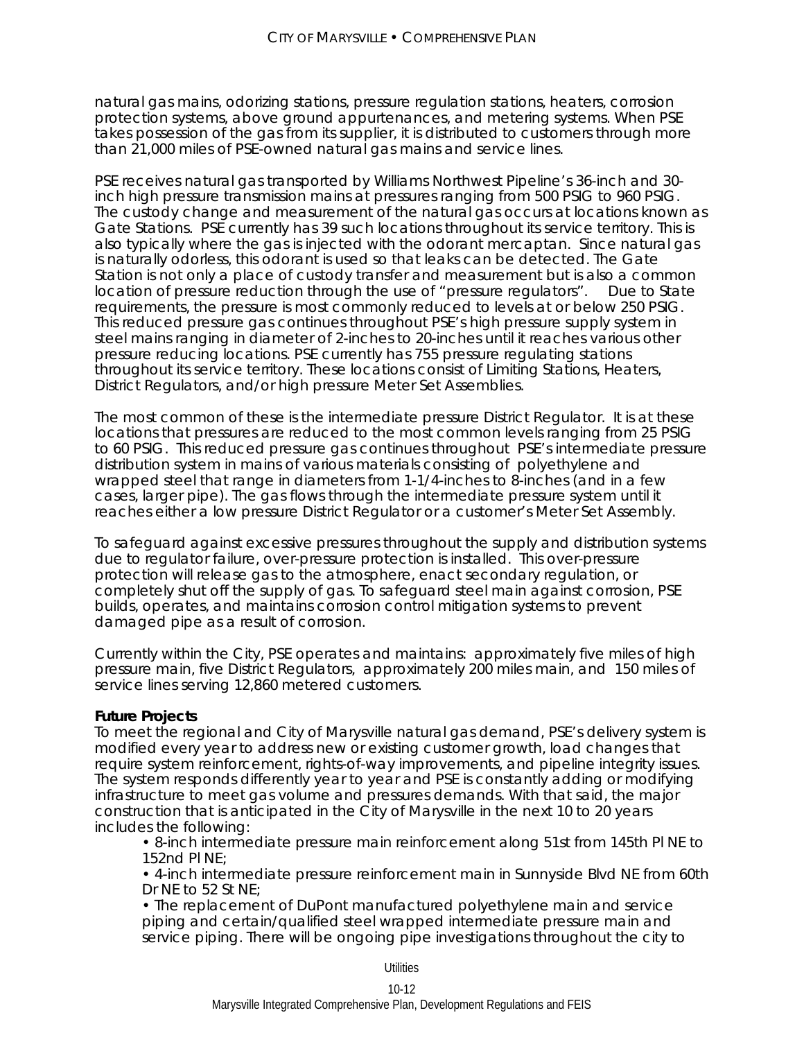natural gas mains, odorizing stations, pressure regulation stations, heaters, corrosion protection systems, above ground appurtenances, and metering systems. When PSE takes possession of the gas from its supplier, it is distributed to customers through more than 21,000 miles of PSE-owned natural gas mains and service lines.

PSE receives natural gas transported by Williams Northwest Pipeline's 36-inch and 30-inch high pressure transmission mains at pressures ranging from 500 PSIG to 960 PSIG. The custody change and measurement of the natural gas occurs at locations known as Gate Stations. PSE currently has 39 such locations throughout its service territory. This is also typically where the gas is injected with the odorant mercaptan. Since natural gas is naturally odorless, this odorant is used so that leaks can be detected. The Gate Station is not only a place of custody transfer and measurement but is also a common location of pressure reduction through the use of "pressure regulators". Due to State requirements, the pressure is most commonly reduced to levels at or below 250 PSIG. This reduced pressure gas continues throughout PSE's high pressure supply system in steel mains ranging in diameter of 2-inches to 20-inches until it reaches various other pressure reducing locations. PSE currently has 755 pressure regulating stations throughout its service territory. These locations consist of Limiting Stations, Heaters, District Regulators, and/or high pressure Meter Set Assemblies.

The most common of these is the intermediate pressure District Regulator. It is at these locations that pressures are reduced to the most common levels ranging from 25 PSIG to 60 PSIG. This reduced pressure gas continues throughout PSE's intermediate pressure distribution system in mains of various materials consisting of polyethylene and wrapped steel that range in diameters from 1-1/4-inches to 8-inches (and in a few cases, larger pipe). The gas flows through the intermediate pressure system until it reaches either a low pressure District Regulator or a customer's Meter Set Assembly.

To safeguard against excessive pressures throughout the supply and distribution systems due to regulator failure, over-pressure protection is installed. This over-pressure protection will release gas to the atmosphere, enact secondary regulation, or completely shut off the supply of gas. To safeguard steel main against corrosion, PSE builds, operates, and maintains corrosion control mitigation systems to prevent damaged pipe as a result of corrosion.

Currently within the City, PSE operates and maintains: approximately five miles of high pressure main, five District Regulators, approximately 200 miles main, and 150 miles of service lines serving 12,860 metered customers.

**Future Projects**

To meet the regional and City of Marysville natural gas demand, PSE's delivery system is modified every year to address new or existing customer growth, load changes that require system reinforcement, rights-of-way improvements, and pipeline integrity issues. The system responds differently year to year and PSE is constantly adding or modifying infrastructure to meet gas volume and pressures demands. With that said, the major construction that is anticipated in the City of Marysville in the next 10 to 20 years includes the following:

- 8-inch intermediate pressure main reinforcement along 51st from 145th Pl NE to 152nd Pl NE;
- 4-inch intermediate pressure reinforcement main in Sunnyside Blvd NE from 60th Dr NE to 52 St NE;
- The replacement of DuPont manufactured polyethylene main and service piping and certain/qualified steel wrapped intermediate pressure main and service piping. There will be ongoing pipe investigations throughout the city to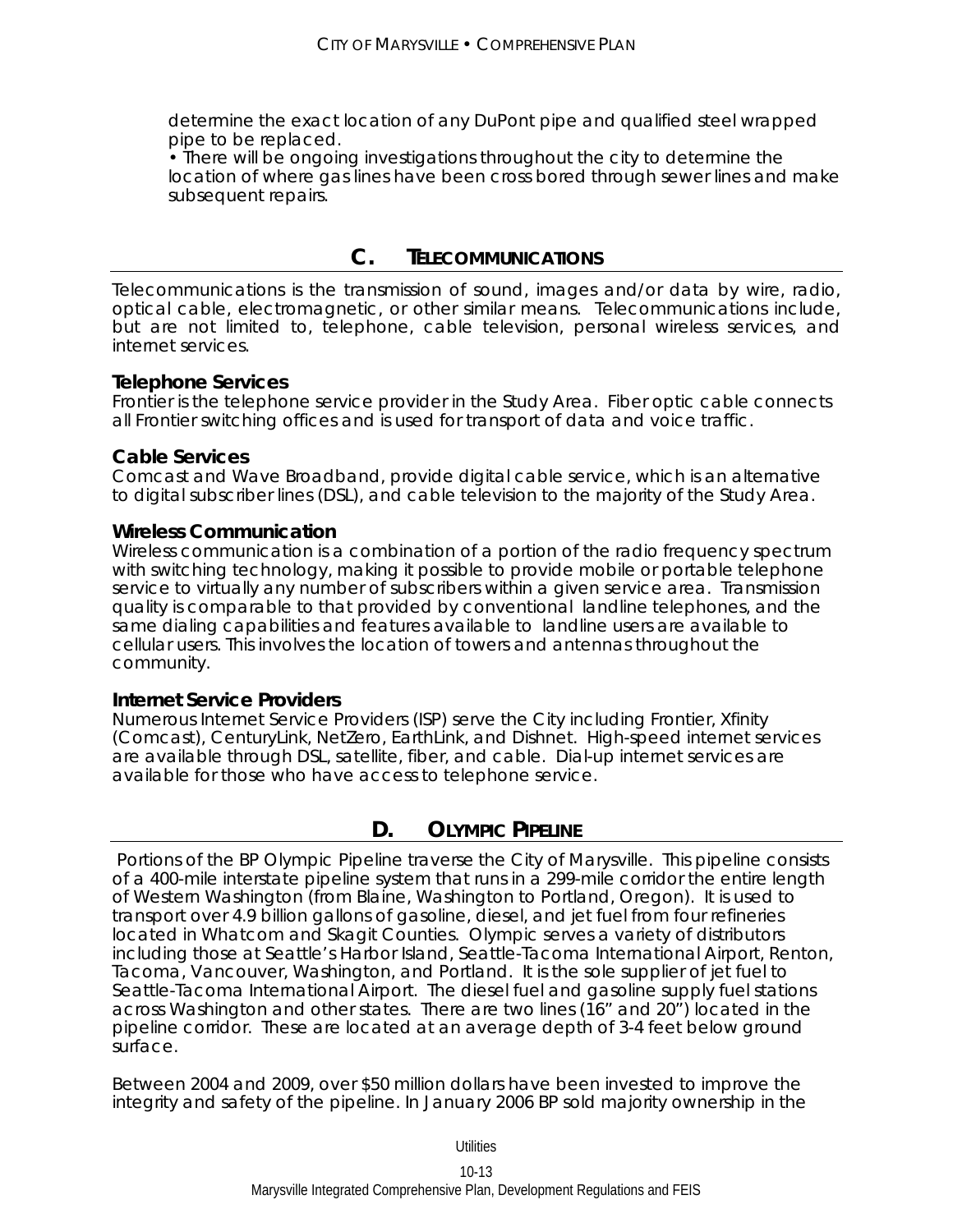determine the exact location of any DuPont pipe and qualified steel wrapped pipe to be replaced.
• There will be ongoing investigations throughout the city to determine the location of where gas lines have been cross bored through sewer lines and make subsequent repairs.

## C. TELECOMMUNICATIONS

Telecommunications is the transmission of sound, images and/or data by wire, radio, optical cable, electromagnetic, or other similar means. Telecommunications include, but are not limited to, telephone, cable television, personal wireless services, and internet services.

### Telephone Services

Frontier is the telephone service provider in the Study Area. Fiber optic cable connects all Frontier switching offices and is used for transport of data and voice traffic.

### Cable Services

Comcast and Wave Broadband, provide digital cable service, which is an alternative to digital subscriber lines (DSL), and cable television to the majority of the Study Area.

### Wireless Communication

Wireless communication is a combination of a portion of the radio frequency spectrum with switching technology, making it possible to provide mobile or portable telephone service to virtually any number of subscribers within a given service area. Transmission quality is comparable to that provided by conventional landline telephones, and the same dialing capabilities and features available to landline users are available to cellular users. This involves the location of towers and antennas throughout the community.

### Internet Service Providers

Numerous Internet Service Providers (ISP) serve the City including Frontier, Xfinity (Comcast), CenturyLink, NetZero, EarthLink, and Dishnet. High-speed internet services are available through DSL, satellite, fiber, and cable. Dial-up internet services are available for those who have access to telephone service.

## D. OLYMPIC PIPELINE

Portions of the BP Olympic Pipeline traverse the City of Marysville. This pipeline consists of a 400-mile interstate pipeline system that runs in a 299-mile corridor the entire length of Western Washington (from Blaine, Washington to Portland, Oregon). It is used to transport over 4.9 billion gallons of gasoline, diesel, and jet fuel from four refineries located in Whatcom and Skagit Counties. Olympic serves a variety of distributors including those at Seattle's Harbor Island, Seattle-Tacoma International Airport, Renton, Tacoma, Vancouver, Washington, and Portland. It is the sole supplier of jet fuel to Seattle-Tacoma International Airport. The diesel fuel and gasoline supply fuel stations across Washington and other states. There are two lines (16" and 20") located in the pipeline corridor. These are located at an average depth of 3-4 feet below ground surface.

Between 2004 and 2009, over $50 million dollars have been invested to improve the integrity and safety of the pipeline. In January 2006 BP sold majority ownership in the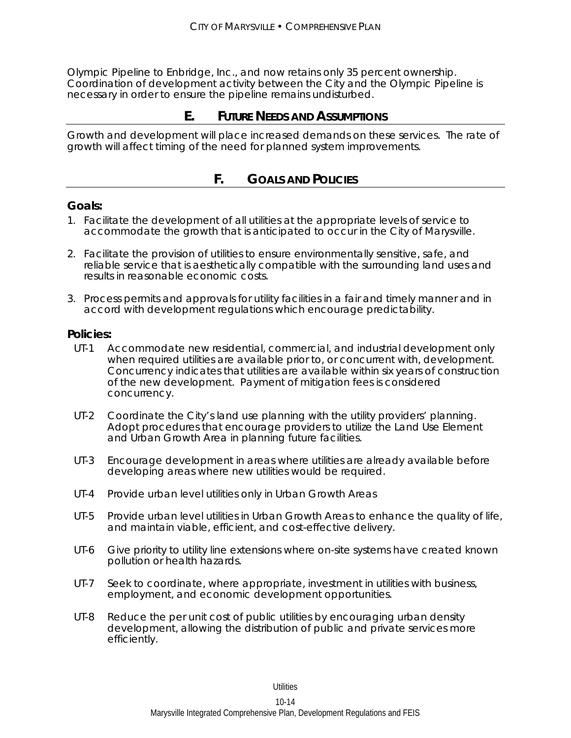Olympic Pipeline to Enbridge, Inc., and now retains only 35 percent ownership. Coordination of development activity between the City and the Olympic Pipeline is necessary in order to ensure the pipeline remains undisturbed.

## E. FUTURE NEEDS AND ASSUMPTIONS

Growth and development will place increased demands on these services. The rate of growth will affect timing of the need for planned system improvements.

## F. GOALS AND POLICIES

### Goals:

1. Facilitate the development of all utilities at the appropriate levels of service to accommodate the growth that is anticipated to occur in the City of Marysville.

2. Facilitate the provision of utilities to ensure environmentally sensitive, safe, and reliable service that is aesthetically compatible with the surrounding land uses and results in reasonable economic costs.

3. Process permits and approvals for utility facilities in a fair and timely manner and in accord with development regulations which encourage predictability.

### Policies:

UT-1 Accommodate new residential, commercial, and industrial development only when required utilities are available prior to, or concurrent with, development. Concurrency indicates that utilities are available within six years of construction of the new development. Payment of mitigation fees is considered concurrency.

UT-2 Coordinate the City's land use planning with the utility providers' planning. Adopt procedures that encourage providers to utilize the Land Use Element and Urban Growth Area in planning future facilities.

UT-3 Encourage development in areas where utilities are already available before developing areas where new utilities would be required.

UT-4 Provide urban level utilities only in Urban Growth Areas

UT-5 Provide urban level utilities in Urban Growth Areas to enhance the quality of life, and maintain viable, efficient, and cost-effective delivery.

UT-6 Give priority to utility line extensions where on-site systems have created known pollution or health hazards.

UT-7 Seek to coordinate, where appropriate, investment in utilities with business, employment, and economic development opportunities.

UT-8 Reduce the per unit cost of public utilities by encouraging urban density development, allowing the distribution of public and private services more efficiently.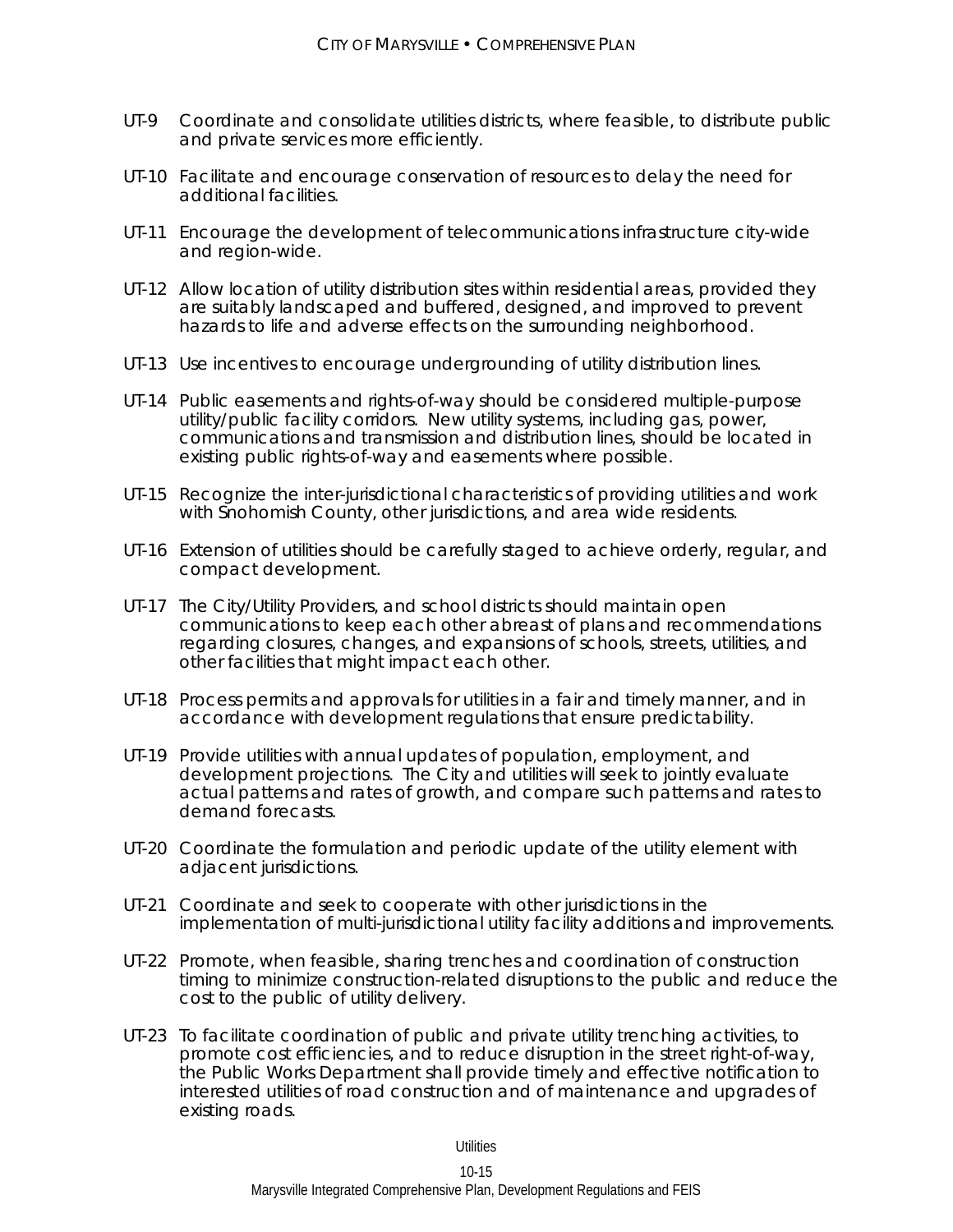UT-9 Coordinate and consolidate utilities districts, where feasible, to distribute public and private services more efficiently.

UT-10 Facilitate and encourage conservation of resources to delay the need for additional facilities.

UT-11 Encourage the development of telecommunications infrastructure city-wide and region-wide.

UT-12 Allow location of utility distribution sites within residential areas, provided they are suitably landscaped and buffered, designed, and improved to prevent hazards to life and adverse effects on the surrounding neighborhood.

UT-13 Use incentives to encourage undergrounding of utility distribution lines.

UT-14 Public easements and rights-of-way should be considered multiple-purpose utility/public facility corridors. New utility systems, including gas, power, communications and transmission and distribution lines, should be located in existing public rights-of-way and easements where possible.

UT-15 Recognize the inter-jurisdictional characteristics of providing utilities and work with Snohomish County, other jurisdictions, and area wide residents.

UT-16 Extension of utilities should be carefully staged to achieve orderly, regular, and compact development.

UT-17 The City/Utility Providers, and school districts should maintain open communications to keep each other abreast of plans and recommendations regarding closures, changes, and expansions of schools, streets, utilities, and other facilities that might impact each other.

UT-18 Process permits and approvals for utilities in a fair and timely manner, and in accordance with development regulations that ensure predictability.

UT-19 Provide utilities with annual updates of population, employment, and development projections. The City and utilities will seek to jointly evaluate actual patterns and rates of growth, and compare such patterns and rates to demand forecasts.

UT-20 Coordinate the formulation and periodic update of the utility element with adjacent jurisdictions.

UT-21 Coordinate and seek to cooperate with other jurisdictions in the implementation of multi-jurisdictional utility facility additions and improvements.

UT-22 Promote, when feasible, sharing trenches and coordination of construction timing to minimize construction-related disruptions to the public and reduce the cost to the public of utility delivery.

UT-23 To facilitate coordination of public and private utility trenching activities, to promote cost efficiencies, and to reduce disruption in the street right-of-way, the Public Works Department shall provide timely and effective notification to interested utilities of road construction and of maintenance and upgrades of existing roads.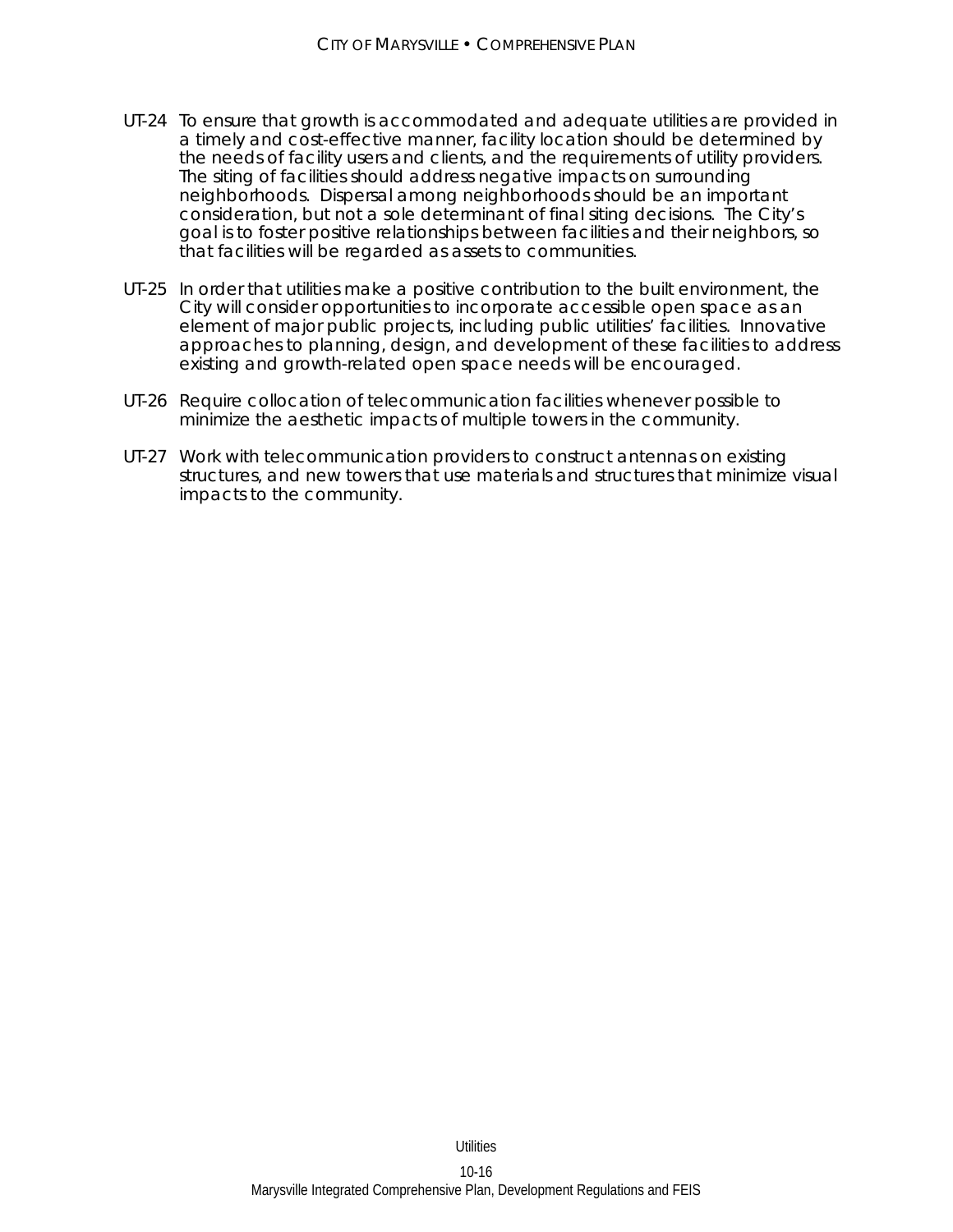UT-24 To ensure that growth is accommodated and adequate utilities are provided in a timely and cost-effective manner, facility location should be determined by the needs of facility users and clients, and the requirements of utility providers. The siting of facilities should address negative impacts on surrounding neighborhoods. Dispersal among neighborhoods should be an important consideration, but not a sole determinant of final siting decisions. The City's goal is to foster positive relationships between facilities and their neighbors, so that facilities will be regarded as assets to communities.

UT-25 In order that utilities make a positive contribution to the built environment, the City will consider opportunities to incorporate accessible open space as an element of major public projects, including public utilities' facilities. Innovative approaches to planning, design, and development of these facilities to address existing and growth-related open space needs will be encouraged.

UT-26 Require collocation of telecommunication facilities whenever possible to minimize the aesthetic impacts of multiple towers in the community.

UT-27 Work with telecommunication providers to construct antennas on existing structures, and new towers that use materials and structures that minimize visual impacts to the community.